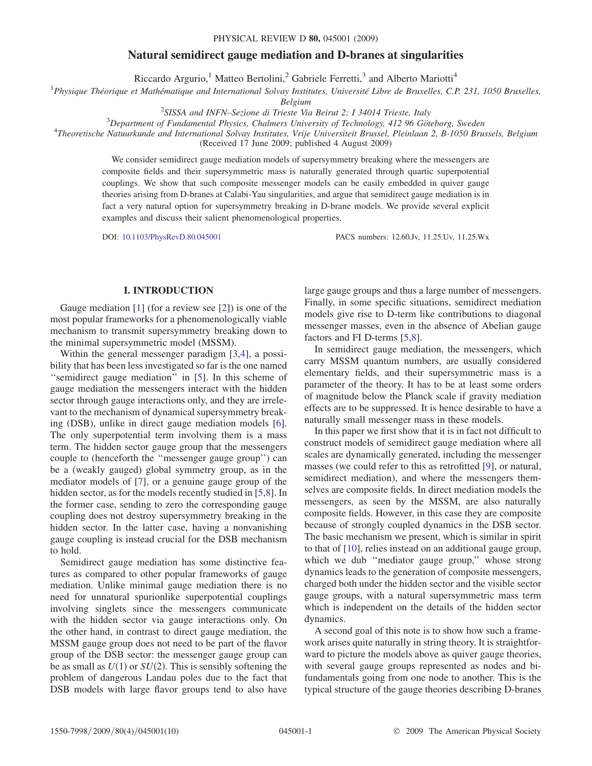# Natural semidirect gauge mediation and D-branes at singularities

Riccardo Argurio,[1] Matteo Bertolini,[2] Gabriele Ferretti,[3] and Alberto Mariotti[4]

[1]Physique Théorique et Mathématique and International Solvay Institutes, Université Libre de Bruxelles, C.P. 231, 1050 Bruxelles, Belgium

[2]SISSA and INFN–Sezione di Trieste Via Beirut 2; I 34014 Trieste, Italy

[3]Department of Fundamental Physics, Chalmers University of Technology, 412 96 Göteborg, Sweden

[4]Theoretische Natuurkunde and International Solvay Institutes, Vrije Universiteit Brussel, Pleinlaan 2, B-1050 Brussels, Belgium

(Received 17 June 2009; published 4 August 2009)

We consider semidirect gauge mediation models of supersymmetry breaking where the messengers are composite fields and their supersymmetric mass is naturally generated through quartic superpotential couplings. We show that such composite messenger models can be easily embedded in quiver gauge theories arising from D-branes at Calabi-Yau singularities, and argue that semidirect gauge mediation is in fact a very natural option for supersymmetry breaking in D-brane models. We provide several explicit examples and discuss their salient phenomenological properties.

DOI: 10.1103/PhysRevD.80.045001 PACS numbers: 12.60.Jv, 11.25.Uv, 11.25.Wx

## I. INTRODUCTION

Gauge mediation [1] (for a review see [2]) is one of the most popular frameworks for a phenomenologically viable mechanism to transmit supersymmetry breaking down to the minimal supersymmetric model (MSSM).

Within the general messenger paradigm [3,4], a possibility that has been less investigated so far is the one named ''semidirect gauge mediation'' in [5]. In this scheme of gauge mediation the messengers interact with the hidden sector through gauge interactions only, and they are irrelevant to the mechanism of dynamical supersymmetry breaking (DSB), unlike in direct gauge mediation models [6]. The only superpotential term involving them is a mass term. The hidden sector gauge group that the messengers couple to (henceforth the ''messenger gauge group'') can be a (weakly gauged) global symmetry group, as in the mediator models of [7], or a genuine gauge group of the hidden sector, as for the models recently studied in [5,8]. In the former case, sending to zero the corresponding gauge coupling does not destroy supersymmetry breaking in the hidden sector. In the latter case, having a nonvanishing gauge coupling is instead crucial for the DSB mechanism to hold.

Semidirect gauge mediation has some distinctive features as compared to other popular frameworks of gauge mediation. Unlike minimal gauge mediation there is no need for unnatural spurionlike superpotential couplings involving singlets since the messengers communicate with the hidden sector via gauge interactions only. On the other hand, in contrast to direct gauge mediation, the MSSM gauge group does not need to be part of the flavor group of the DSB sector: the messenger gauge group can be as small as $U(1)$ or $SU(2)$. This is sensibly softening the problem of dangerous Landau poles due to the fact that DSB models with large flavor groups tend to also have large gauge groups and thus a large number of messengers. Finally, in some specific situations, semidirect mediation models give rise to D-term like contributions to diagonal messenger masses, even in the absence of Abelian gauge factors and FI D-terms [5,8].

In semidirect gauge mediation, the messengers, which carry MSSM quantum numbers, are usually considered elementary fields, and their supersymmetric mass is a parameter of the theory. It has to be at least some orders of magnitude below the Planck scale if gravity mediation effects are to be suppressed. It is hence desirable to have a naturally small messenger mass in these models.

In this paper we first show that it is in fact not difficult to construct models of semidirect gauge mediation where all scales are dynamically generated, including the messenger masses (we could refer to this as retrofitted [9], or natural, semidirect mediation), and where the messengers themselves are composite fields. In direct mediation models the messengers, as seen by the MSSM, are also naturally composite fields. However, in this case they are composite because of strongly coupled dynamics in the DSB sector. The basic mechanism we present, which is similar in spirit to that of [10], relies instead on an additional gauge group, which we dub ''mediator gauge group,'' whose strong dynamics leads to the generation of composite messengers, charged both under the hidden sector and the visible sector gauge groups, with a natural supersymmetric mass term which is independent on the details of the hidden sector dynamics.

A second goal of this note is to show how such a framework arises quite naturally in string theory. It is straightforward to picture the models above as quiver gauge theories, with several gauge groups represented as nodes and bi-fundamentals going from one node to another. This is the typical structure of the gauge theories describing D-branes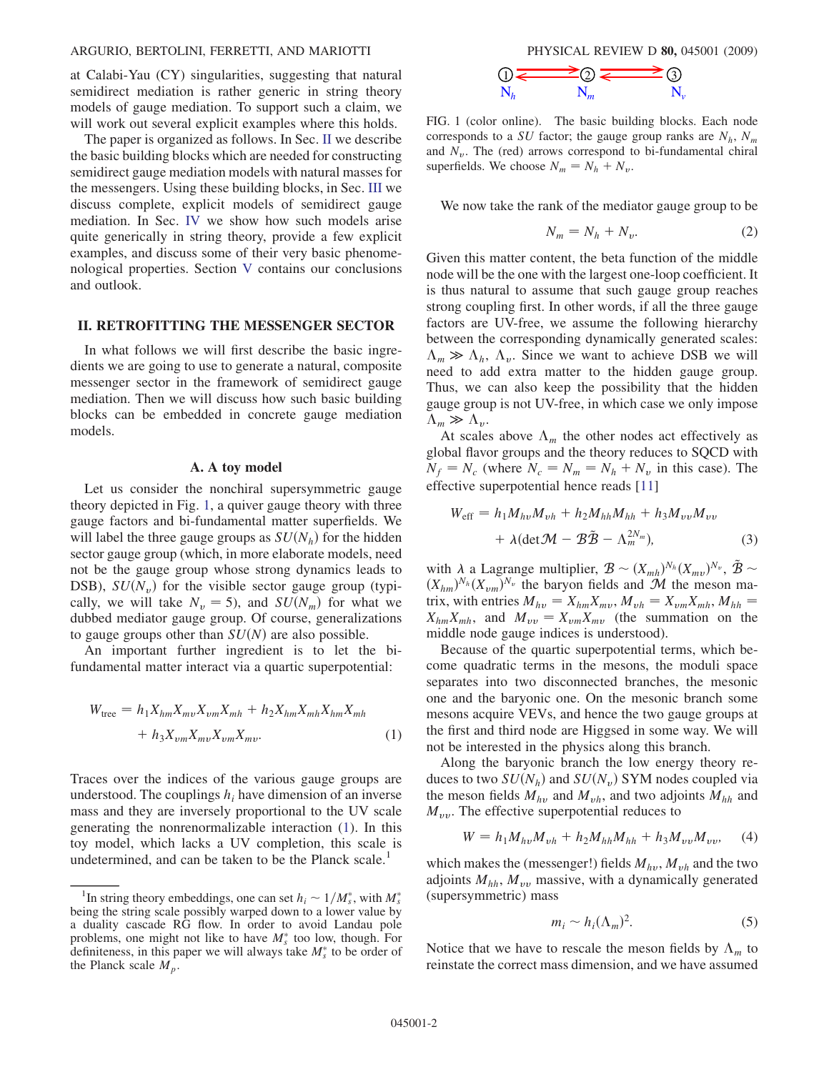at Calabi-Yau (CY) singularities, suggesting that natural semidirect mediation is rather generic in string theory models of gauge mediation. To support such a claim, we will work out several explicit examples where this holds.

The paper is organized as follows. In Sec. II we describe the basic building blocks which are needed for constructing semidirect gauge mediation models with natural masses for the messengers. Using these building blocks, in Sec. III we discuss complete, explicit models of semidirect gauge mediation. In Sec. IV we show how such models arise quite generically in string theory, provide a few explicit examples, and discuss some of their very basic phenomenological properties. Section V contains our conclusions and outlook.

## II. RETROFITTING THE MESSENGER SECTOR

In what follows we will first describe the basic ingredients we are going to use to generate a natural, composite messenger sector in the framework of semidirect gauge mediation. Then we will discuss how such basic building blocks can be embedded in concrete gauge mediation models.

### A. A toy model

Let us consider the nonchiral supersymmetric gauge theory depicted in Fig. 1, a quiver gauge theory with three gauge factors and bi-fundamental matter superfields. We will label the three gauge groups as $SU(N_h)$ for the hidden sector gauge group (which, in more elaborate models, need not be the gauge group whose strong dynamics leads to DSB), $SU(N_v)$ for the visible sector gauge group (typically, we will take $N_v = 5$), and $SU(N_m)$ for what we dubbed mediator gauge group. Of course, generalizations to gauge groups other than $SU(N)$ are also possible.

An important further ingredient is to let the bi-fundamental matter interact via a quartic superpotential:

$$W_{\rm tree} = h_1 X_{hm}X_{mv}X_{vm}X_{mh} + h_2 X_{hm}X_{mh}X_{hm}X_{mh} + h_3 X_{vm}X_{mv}X_{vm}X_{mv}. \tag{1}$$

Traces over the indices of the various gauge groups are understood. The couplings $h_i$ have dimension of an inverse mass and they are inversely proportional to the UV scale generating the nonrenormalizable interaction (1). In this toy model, which lacks a UV completion, this scale is undetermined, and can be taken to be the Planck scale.[1]

[1] In string theory embeddings, one can set $h_i \sim 1/M_s^*$, with $M_s^*$ being the string scale possibly warped down to a lower value by a duality cascade RG flow. In order to avoid Landau pole problems, one might not like to have $M_s^*$ too low, though. For definiteness, in this paper we will always take $M_s^*$ to be order of the Planck scale $M_p$.

FIG. 1 (color online). The basic building blocks. Each node corresponds to a $SU$ factor; the gauge group ranks are $N_h$, $N_m$ and $N_v$. The (red) arrows correspond to bi-fundamental chiral superfields. We choose $N_m = N_h + N_v$.

We now take the rank of the mediator gauge group to be

$$N_m = N_h + N_v. \tag{2}$$

Given this matter content, the beta function of the middle node will be the one with the largest one-loop coefficient. It is thus natural to assume that such gauge group reaches strong coupling first. In other words, if all the three gauge factors are UV-free, we assume the following hierarchy between the corresponding dynamically generated scales: $\Lambda_m \gg \Lambda_h, \Lambda_v$. Since we want to achieve DSB we will need to add extra matter to the hidden gauge group. Thus, we can also keep the possibility that the hidden gauge group is not UV-free, in which case we only impose $\Lambda_m \gg \Lambda_v$.

At scales above $\Lambda_m$ the other nodes act effectively as global flavor groups and the theory reduces to SQCD with $N_f = N_c$ (where $N_c = N_m = N_h + N_v$ in this case). The effective superpotential hence reads [11]

$$W_{\rm eff} = h_1 M_{hv}M_{vh} + h_2 M_{hh}M_{hh} + h_3 M_{vv}M_{vv} + \lambda(\det\mathcal{M} - \mathcal{B}\tilde{\mathcal{B}} - \Lambda_m^{2N_m}), \tag{3}$$

with $\lambda$ a Lagrange multiplier, $\mathcal{B} \sim (X_{mh})^{N_h}(X_{mv})^{N_v}$, $\tilde{\mathcal{B}} \sim (X_{hm})^{N_h}(X_{vm})^{N_v}$ the baryon fields and $\mathcal{M}$ the meson matrix, with entries $M_{hv} = X_{hm}X_{mv}$, $M_{vh} = X_{vm}X_{mh}$, $M_{hh} = X_{hm}X_{mh}$, and $M_{vv} = X_{vm}X_{mv}$ (the summation on the middle node gauge indices is understood).

Because of the quartic superpotential terms, which become quadratic terms in the mesons, the moduli space separates into two disconnected branches, the mesonic one and the baryonic one. On the mesonic branch some mesons acquire VEVs, and hence the two gauge groups at the first and third node are Higgsed in some way. We will not be interested in the physics along this branch.

Along the baryonic branch the low energy theory reduces to two $SU(N_h)$ and $SU(N_v)$ SYM nodes coupled via the meson fields $M_{hv}$ and $M_{vh}$, and two adjoints $M_{hh}$ and $M_{vv}$. The effective superpotential reduces to

$$W = h_1 M_{hv}M_{vh} + h_2 M_{hh}M_{hh} + h_3 M_{vv}M_{vv}, \tag{4}$$

which makes the (messenger!) fields $M_{hv}$, $M_{vh}$ and the two adjoints $M_{hh}$, $M_{vv}$ massive, with a dynamically generated (supersymmetric) mass

$$m_i \sim h_i(\Lambda_m)^2. \tag{5}$$

Notice that we have to rescale the meson fields by $\Lambda_m$ to reinstate the correct mass dimension, and we have assumed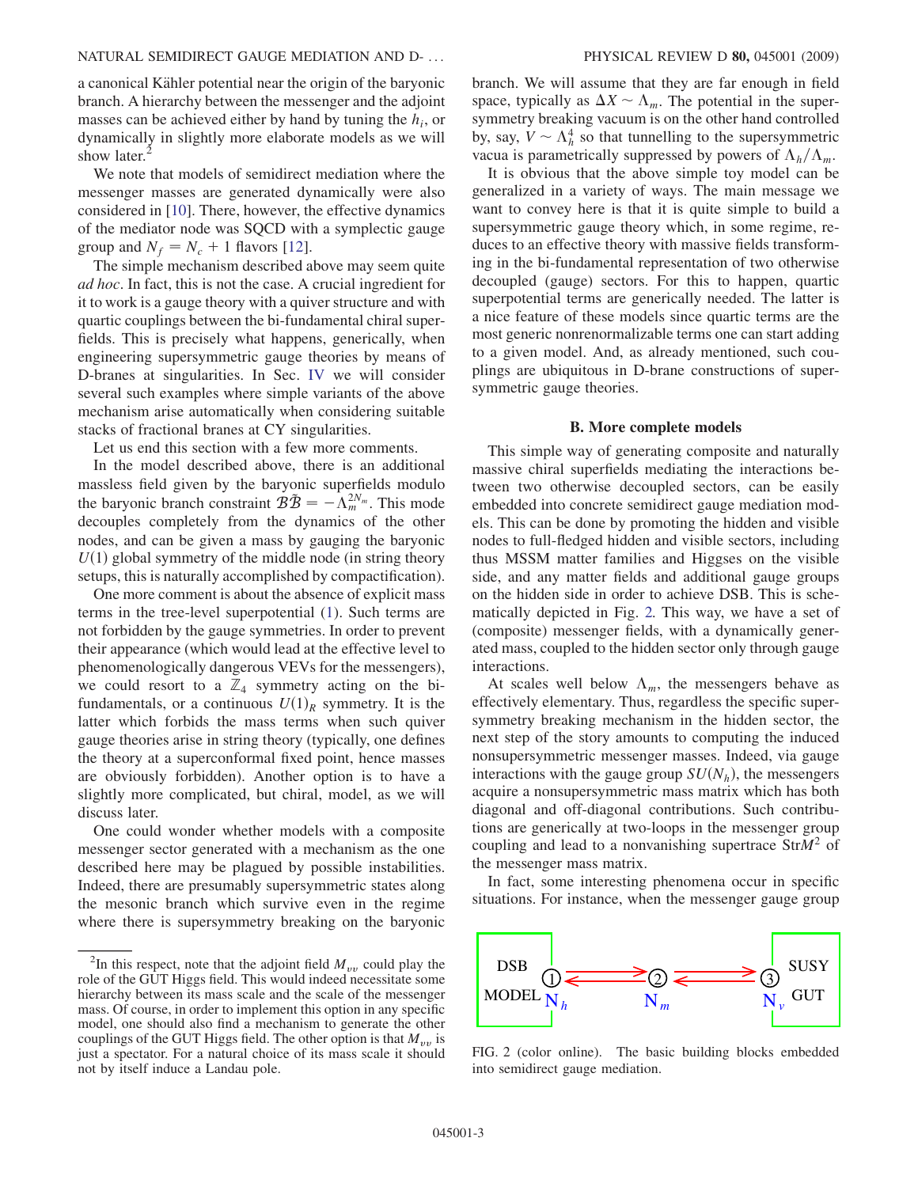a canonical Kähler potential near the origin of the baryonic branch. A hierarchy between the messenger and the adjoint masses can be achieved either by hand by tuning the $h_i$, or dynamically in slightly more elaborate models as we will show later.[2]

We note that models of semidirect mediation where the messenger masses are generated dynamically were also considered in [10]. There, however, the effective dynamics of the mediator node was SQCD with a symplectic gauge group and $N_f = N_c + 1$ flavors [12].

The simple mechanism described above may seem quite *ad hoc*. In fact, this is not the case. A crucial ingredient for it to work is a gauge theory with a quiver structure and with quartic couplings between the bi-fundamental chiral superfields. This is precisely what happens, generically, when engineering supersymmetric gauge theories by means of D-branes at singularities. In Sec. IV we will consider several such examples where simple variants of the above mechanism arise automatically when considering suitable stacks of fractional branes at CY singularities.

Let us end this section with a few more comments.

In the model described above, there is an additional massless field given by the baryonic superfields modulo the baryonic branch constraint $\mathcal{B}\tilde{\mathcal{B}} = -\Lambda_m^{2N_m}$. This mode decouples completely from the dynamics of the other nodes, and can be given a mass by gauging the baryonic $U(1)$ global symmetry of the middle node (in string theory setups, this is naturally accomplished by compactification).

One more comment is about the absence of explicit mass terms in the tree-level superpotential (1). Such terms are not forbidden by the gauge symmetries. In order to prevent their appearance (which would lead at the effective level to phenomenologically dangerous VEVs for the messengers), we could resort to a $\mathbb{Z}_4$ symmetry acting on the bi-fundamentals, or a continuous $U(1)_R$ symmetry. It is the latter which forbids the mass terms when such quiver gauge theories arise in string theory (typically, one defines the theory at a superconformal fixed point, hence masses are obviously forbidden). Another option is to have a slightly more complicated, but chiral, model, as we will discuss later.

One could wonder whether models with a composite messenger sector generated with a mechanism as the one described here may be plagued by possible instabilities. Indeed, there are presumably supersymmetric states along the mesonic branch which survive even in the regime where there is supersymmetry breaking on the baryonic branch. We will assume that they are far enough in field space, typically as $\Delta X \sim \Lambda_m$. The potential in the supersymmetry breaking vacuum is on the other hand controlled by, say, $V \sim \Lambda_h^4$ so that tunnelling to the supersymmetric vacua is parametrically suppressed by powers of $\Lambda_h/\Lambda_m$.

It is obvious that the above simple toy model can be generalized in a variety of ways. The main message we want to convey here is that it is quite simple to build a supersymmetric gauge theory which, in some regime, reduces to an effective theory with massive fields transforming in the bi-fundamental representation of two otherwise decoupled (gauge) sectors. For this to happen, quartic superpotential terms are generically needed. The latter is a nice feature of these models since quartic terms are the most generic nonrenormalizable terms one can start adding to a given model. And, as already mentioned, such couplings are ubiquitous in D-brane constructions of supersymmetric gauge theories.

### B. More complete models

This simple way of generating composite and naturally massive chiral superfields mediating the interactions between two otherwise decoupled sectors, can be easily embedded into concrete semidirect gauge mediation models. This can be done by promoting the hidden and visible nodes to full-fledged hidden and visible sectors, including thus MSSM matter families and Higgses on the visible side, and any matter fields and additional gauge groups on the hidden side in order to achieve DSB. This is schematically depicted in Fig. 2. This way, we have a set of (composite) messenger fields, with a dynamically generated mass, coupled to the hidden sector only through gauge interactions.

At scales well below $\Lambda_m$, the messengers behave as effectively elementary. Thus, regardless the specific supersymmetry breaking mechanism in the hidden sector, the next step of the story amounts to computing the induced nonsupersymmetric messenger masses. Indeed, via gauge interactions with the gauge group $SU(N_h)$, the messengers acquire a nonsupersymmetric mass matrix which has both diagonal and off-diagonal contributions. Such contributions are generically at two-loops in the messenger group coupling and lead to a nonvanishing supertrace $\mathrm{Str}M^2$ of the messenger mass matrix.

In fact, some interesting phenomena occur in specific situations. For instance, when the messenger gauge group

DSB MODEL
1 $N_h$
2 $N_m$
3 $N_v$
SUSY GUT

FIG. 2 (color online). The basic building blocks embedded into semidirect gauge mediation.

[2] In this respect, note that the adjoint field $M_{vv}$ could play the role of the GUT Higgs field. This would indeed necessitate some hierarchy between its mass scale and the scale of the messenger mass. Of course, in order to implement this option in any specific model, one should also find a mechanism to generate the other couplings of the GUT Higgs field. The other option is that $M_{vv}$ is just a spectator. For a natural choice of its mass scale it should not by itself induce a Landau pole.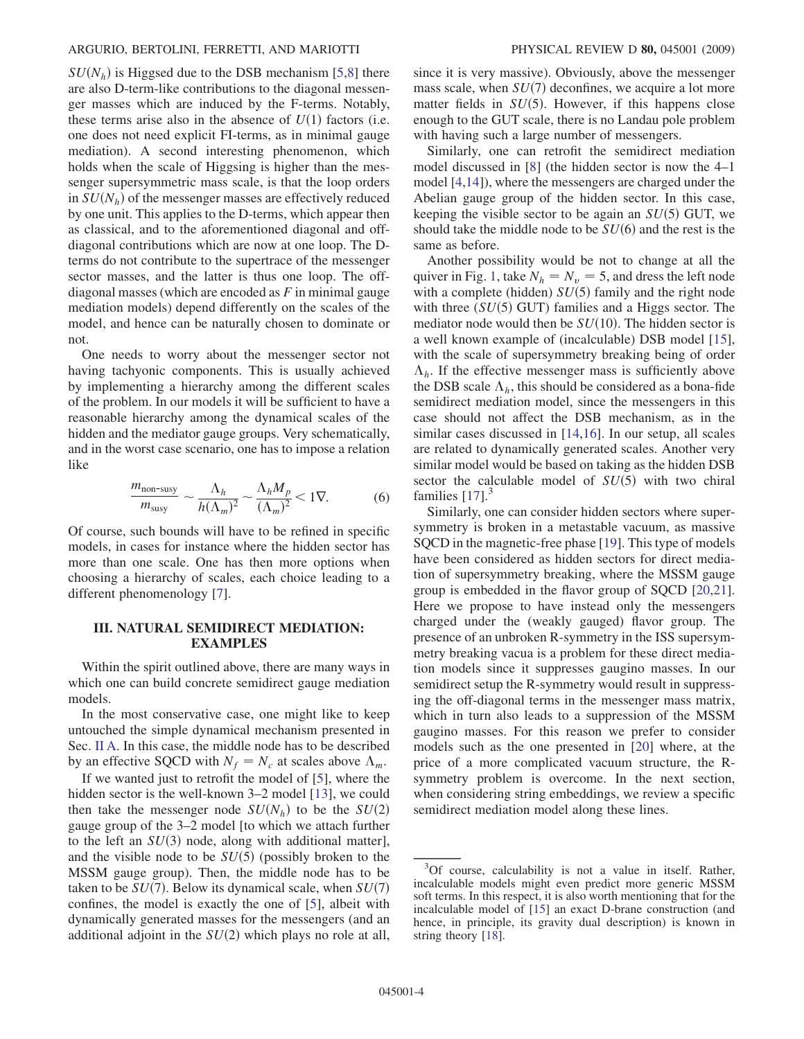$SU(N_h)$ is Higgsed due to the DSB mechanism [5,8] there are also D-term-like contributions to the diagonal messenger masses which are induced by the F-terms. Notably, these terms arise also in the absence of $U(1)$ factors (i.e. one does not need explicit FI-terms, as in minimal gauge mediation). A second interesting phenomenon, which holds when the scale of Higgsing is higher than the messenger supersymmetric mass scale, is that the loop orders in $SU(N_h)$ of the messenger masses are effectively reduced by one unit. This applies to the D-terms, which appear then as classical, and to the aforementioned diagonal and off-diagonal contributions which are now at one loop. The D-terms do not contribute to the supertrace of the messenger sector masses, and the latter is thus one loop. The off-diagonal masses (which are encoded as $F$ in minimal gauge mediation models) depend differently on the scales of the model, and hence can be naturally chosen to dominate or not.

One needs to worry about the messenger sector not having tachyonic components. This is usually achieved by implementing a hierarchy among the different scales of the problem. In our models it will be sufficient to have a reasonable hierarchy among the dynamical scales of the hidden and the mediator gauge groups. Very schematically, and in the worst case scenario, one has to impose a relation like

$$\frac{m_{\text{non-susy}}}{m_{\text{susy}}} \sim \frac{\Lambda_h}{h(\Lambda_m)^2} \sim \frac{\Lambda_h M_p}{(\Lambda_m)^2} < 1\nabla. \tag{6}$$

Of course, such bounds will have to be refined in specific models, in cases for instance where the hidden sector has more than one scale. One has then more options when choosing a hierarchy of scales, each choice leading to a different phenomenology [7].

## III. NATURAL SEMIDIRECT MEDIATION: EXAMPLES

Within the spirit outlined above, there are many ways in which one can build concrete semidirect gauge mediation models.

In the most conservative case, one might like to keep untouched the simple dynamical mechanism presented in Sec. II A. In this case, the middle node has to be described by an effective SQCD with $N_f = N_c$ at scales above $\Lambda_m$.

If we wanted just to retrofit the model of [5], where the hidden sector is the well-known 3–2 model [13], we could then take the messenger node $SU(N_h)$ to be the $SU(2)$ gauge group of the 3–2 model [to which we attach further to the left an $SU(3)$ node, along with additional matter], and the visible node to be $SU(5)$ (possibly broken to the MSSM gauge group). Then, the middle node has to be taken to be $SU(7)$. Below its dynamical scale, when $SU(7)$ confines, the model is exactly the one of [5], albeit with dynamically generated masses for the messengers (and an additional adjoint in the $SU(2)$ which plays no role at all, since it is very massive). Obviously, above the messenger mass scale, when $SU(7)$ deconfines, we acquire a lot more matter fields in $SU(5)$. However, if this happens close enough to the GUT scale, there is no Landau pole problem with having such a large number of messengers.

Similarly, one can retrofit the semidirect mediation model discussed in [8] (the hidden sector is now the 4–1 model [4,14]), where the messengers are charged under the Abelian gauge group of the hidden sector. In this case, keeping the visible sector to be again an $SU(5)$ GUT, we should take the middle node to be $SU(6)$ and the rest is the same as before.

Another possibility would be not to change at all the quiver in Fig. 1, take $N_h = N_v = 5$, and dress the left node with a complete (hidden) $SU(5)$ family and the right node with three ($SU(5)$ GUT) families and a Higgs sector. The mediator node would then be $SU(10)$. The hidden sector is a well known example of (incalculable) DSB model [15], with the scale of supersymmetry breaking being of order $\Lambda_h$. If the effective messenger mass is sufficiently above the DSB scale $\Lambda_h$, this should be considered as a bona-fide semidirect mediation model, since the messengers in this case should not affect the DSB mechanism, as in the similar cases discussed in [14,16]. In our setup, all scales are related to dynamically generated scales. Another very similar model would be based on taking as the hidden DSB sector the calculable model of $SU(5)$ with two chiral families [17].[3]

Similarly, one can consider hidden sectors where supersymmetry is broken in a metastable vacuum, as massive SQCD in the magnetic-free phase [19]. This type of models have been considered as hidden sectors for direct mediation of supersymmetry breaking, where the MSSM gauge group is embedded in the flavor group of SQCD [20,21]. Here we propose to have instead only the messengers charged under the (weakly gauged) flavor group. The presence of an unbroken R-symmetry in the ISS supersymmetry breaking vacua is a problem for these direct mediation models since it suppresses gaugino masses. In our semidirect setup the R-symmetry would result in suppressing the off-diagonal terms in the messenger mass matrix, which in turn also leads to a suppression of the MSSM gaugino masses. For this reason we prefer to consider models such as the one presented in [20] where, at the price of a more complicated vacuum structure, the R-symmetry problem is overcome. In the next section, when considering string embeddings, we review a specific semidirect mediation model along these lines.

---

[3] Of course, calculability is not a value in itself. Rather, incalculable models might even predict more generic MSSM soft terms. In this respect, it is also worth mentioning that for the incalculable model of [15] an exact D-brane construction (and hence, in principle, its gravity dual description) is known in string theory [18].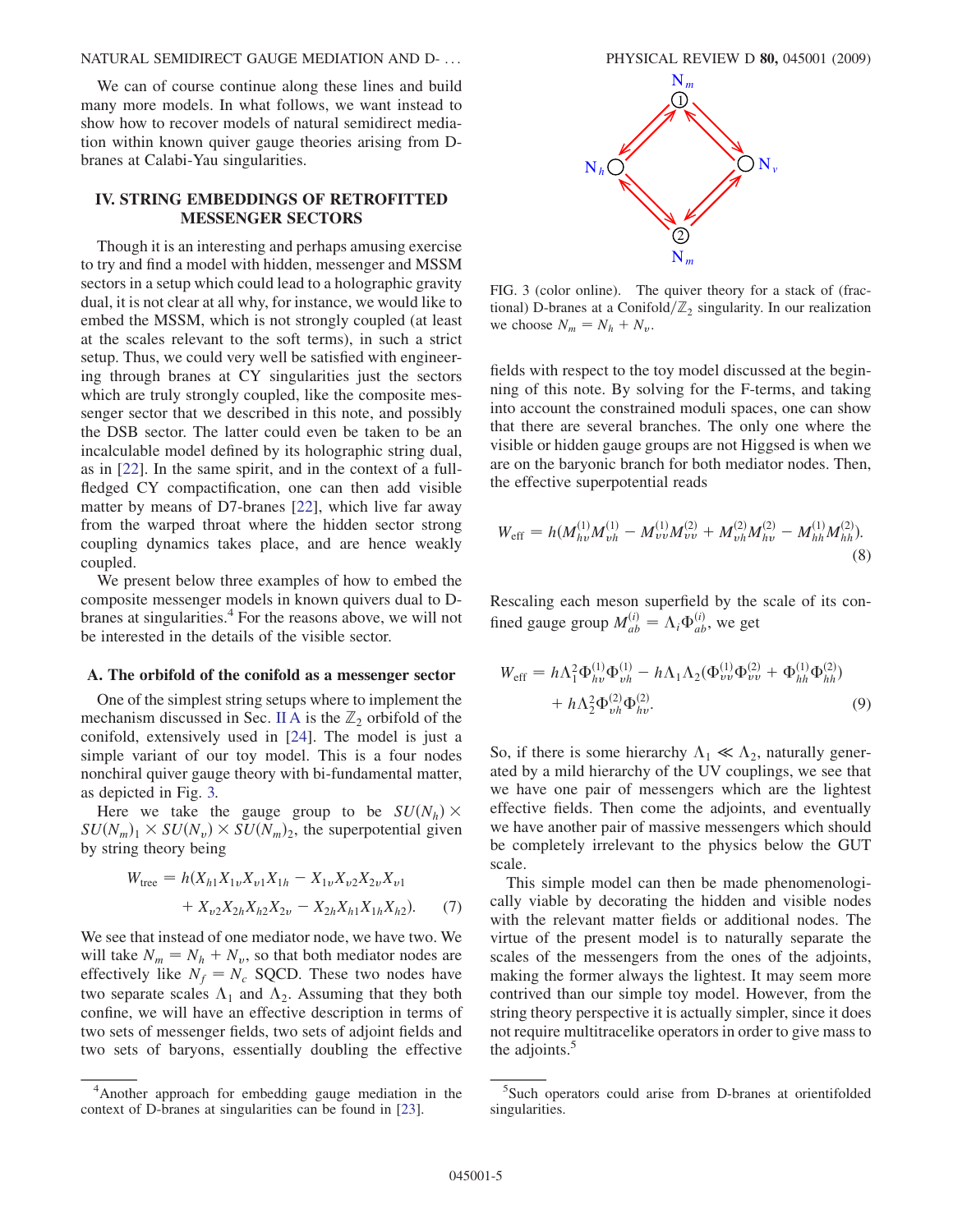We can of course continue along these lines and build many more models. In what follows, we want instead to show how to recover models of natural semidirect mediation within known quiver gauge theories arising from D-branes at Calabi-Yau singularities.

## IV. STRING EMBEDDINGS OF RETROFITTED MESSENGER SECTORS

Though it is an interesting and perhaps amusing exercise to try and find a model with hidden, messenger and MSSM sectors in a setup which could lead to a holographic gravity dual, it is not clear at all why, for instance, we would like to embed the MSSM, which is not strongly coupled (at least at the scales relevant to the soft terms), in such a strict setup. Thus, we could very well be satisfied with engineering through branes at CY singularities just the sectors which are truly strongly coupled, like the composite messenger sector that we described in this note, and possibly the DSB sector. The latter could even be taken to be an incalculable model defined by its holographic string dual, as in [22]. In the same spirit, and in the context of a full-fledged CY compactification, one can then add visible matter by means of D7-branes [22], which live far away from the warped throat where the hidden sector strong coupling dynamics takes place, and are hence weakly coupled.

We present below three examples of how to embed the composite messenger models in known quivers dual to D-branes at singularities.[4] For the reasons above, we will not be interested in the details of the visible sector.

### A. The orbifold of the conifold as a messenger sector

One of the simplest string setups where to implement the mechanism discussed in Sec. II A is the $\mathbb{Z}_2$ orbifold of the conifold, extensively used in [24]. The model is just a simple variant of our toy model. This is a four nodes nonchiral quiver gauge theory with bi-fundamental matter, as depicted in Fig. 3.

Here we take the gauge group to be $SU(N_h) \times SU(N_m)_1 \times SU(N_v) \times SU(N_m)_2$, the superpotential given by string theory being

$$W_{\text{tree}} = h(X_{h1}X_{1v}X_{v1}X_{1h} - X_{1v}X_{v2}X_{2v}X_{v1} + X_{v2}X_{2h}X_{h2}X_{2v} - X_{2h}X_{h1}X_{1h}X_{h2}). \quad (7)$$

We see that instead of one mediator node, we have two. We will take $N_m = N_h + N_v$, so that both mediator nodes are effectively like $N_f = N_c$ SQCD. These two nodes have two separate scales $\Lambda_1$ and $\Lambda_2$. Assuming that they both confine, we will have an effective description in terms of two sets of messenger fields, two sets of adjoint fields and two sets of baryons, essentially doubling the effective fields with respect to the toy model discussed at the beginning of this note. By solving for the F-terms, and taking into account the constrained moduli spaces, one can show that there are several branches. The only one where the visible or hidden gauge groups are not Higgsed is when we are on the baryonic branch for both mediator nodes. Then, the effective superpotential reads

FIG. 3 (color online). The quiver theory for a stack of (fractional) D-branes at a Conifold/$\mathbb{Z}_2$ singularity. In our realization we choose $N_m = N_h + N_v$.

$$W_{\text{eff}} = h(M_{hv}^{(1)}M_{vh}^{(1)} - M_{vv}^{(1)}M_{vv}^{(2)} + M_{vh}^{(2)}M_{hv}^{(2)} - M_{hh}^{(1)}M_{hh}^{(2)}). \quad (8)$$

Rescaling each meson superfield by the scale of its confined gauge group $M_{ab}^{(i)} = \Lambda_i \Phi_{ab}^{(i)}$, we get

$$W_{\text{eff}} = h\Lambda_1^2\Phi_{hv}^{(1)}\Phi_{vh}^{(1)} - h\Lambda_1\Lambda_2(\Phi_{vv}^{(1)}\Phi_{vv}^{(2)} + \Phi_{hh}^{(1)}\Phi_{hh}^{(2)}) + h\Lambda_2^2\Phi_{vh}^{(2)}\Phi_{hv}^{(2)}. \quad (9)$$

So, if there is some hierarchy $\Lambda_1 \ll \Lambda_2$, naturally generated by a mild hierarchy of the UV couplings, we see that we have one pair of messengers which are the lightest effective fields. Then come the adjoints, and eventually we have another pair of massive messengers which should be completely irrelevant to the physics below the GUT scale.

This simple model can then be made phenomenologically viable by decorating the hidden and visible nodes with the relevant matter fields or additional nodes. The virtue of the present model is to naturally separate the scales of the messengers from the ones of the adjoints, making the former always the lightest. It may seem more contrived than our simple toy model. However, from the string theory perspective it is actually simpler, since it does not require multitracelike operators in order to give mass to the adjoints.[5]

---

[4] Another approach for embedding gauge mediation in the context of D-branes at singularities can be found in [23].

[5] Such operators could arise from D-branes at orientifolded singularities.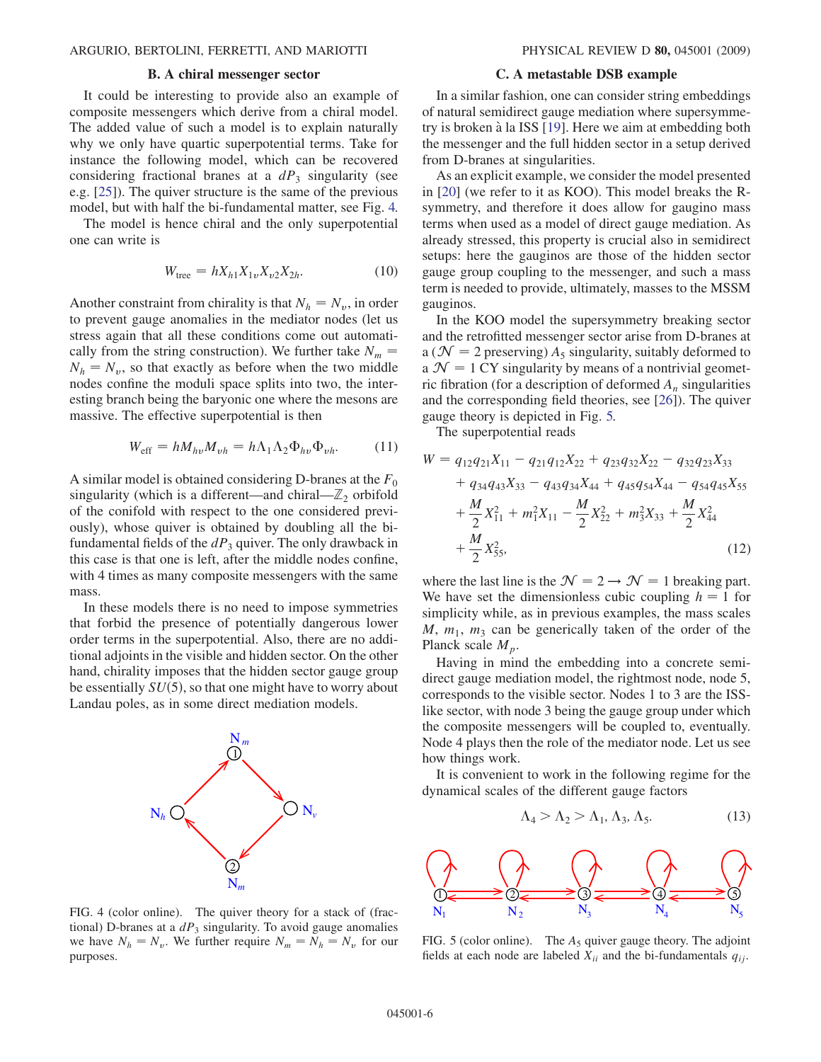### B. A chiral messenger sector

It could be interesting to provide also an example of composite messengers which derive from a chiral model. The added value of such a model is to explain naturally why we only have quartic superpotential terms. Take for instance the following model, which can be recovered considering fractional branes at a $dP_3$ singularity (see e.g. [25]). The quiver structure is the same of the previous model, but with half the bi-fundamental matter, see Fig. 4.

The model is hence chiral and the only superpotential one can write is

$$W_{\rm tree} = hX_{h1}X_{1v}X_{v2}X_{2h}. \tag{10}$$

Another constraint from chirality is that $N_h = N_v$, in order to prevent gauge anomalies in the mediator nodes (let us stress again that all these conditions come out automatically from the string construction). We further take $N_m = N_h = N_v$, so that exactly as before when the two middle nodes confine the moduli space splits into two, the interesting branch being the baryonic one where the mesons are massive. The effective superpotential is then

$$W_{\rm eff} = hM_{hv}M_{vh} = h\Lambda_1\Lambda_2\Phi_{hv}\Phi_{vh}. \tag{11}$$

A similar model is obtained considering D-branes at the $F_0$ singularity (which is a different—and chiral—$\mathbb{Z}_2$ orbifold of the conifold with respect to the one considered previously), whose quiver is obtained by doubling all the bi-fundamental fields of the $dP_3$ quiver. The only drawback in this case is that one is left, after the middle nodes confine, with 4 times as many composite messengers with the same mass.

In these models there is no need to impose symmetries that forbid the presence of potentially dangerous lower order terms in the superpotential. Also, there are no additional adjoints in the visible and hidden sector. On the other hand, chirality imposes that the hidden sector gauge group be essentially $SU(5)$, so that one might have to worry about Landau poles, as in some direct mediation models.

FIG. 4 (color online). The quiver theory for a stack of (fractional) D-branes at a $dP_3$ singularity. To avoid gauge anomalies we have $N_h = N_v$. We further require $N_m = N_h = N_v$ for our purposes.

### C. A metastable DSB example

In a similar fashion, one can consider string embeddings of natural semidirect gauge mediation where supersymmetry is broken à la ISS [19]. Here we aim at embedding both the messenger and the full hidden sector in a setup derived from D-branes at singularities.

As an explicit example, we consider the model presented in [20] (we refer to it as KOO). This model breaks the R-symmetry, and therefore it does allow for gaugino mass terms when used as a model of direct gauge mediation. As already stressed, this property is crucial also in semidirect setups: here the gauginos are those of the hidden sector gauge group coupling to the messenger, and such a mass term is needed to provide, ultimately, masses to the MSSM gauginos.

In the KOO model the supersymmetry breaking sector and the retrofitted messenger sector arise from D-branes at a ($\mathcal{N} = 2$ preserving) $A_5$ singularity, suitably deformed to a $\mathcal{N} = 1$ CY singularity by means of a nontrivial geometric fibration (for a description of deformed $A_n$ singularities and the corresponding field theories, see [26]). The quiver gauge theory is depicted in Fig. 5.

The superpotential reads

$$\begin{aligned} W = {} & q_{12}q_{21}X_{11} - q_{21}q_{12}X_{22} + q_{23}q_{32}X_{22} - q_{32}q_{23}X_{33} \\ & + q_{34}q_{43}X_{33} - q_{43}q_{34}X_{44} + q_{45}q_{54}X_{44} - q_{54}q_{45}X_{55} \\ & + \frac{M}{2}X_{11}^2 + m_1^2X_{11} - \frac{M}{2}X_{22}^2 + m_3^2X_{33} + \frac{M}{2}X_{44}^2 \\ & + \frac{M}{2}X_{55}^2, \end{aligned} \tag{12}$$

where the last line is the $\mathcal{N} = 2 \rightarrow \mathcal{N} = 1$ breaking part. We have set the dimensionless cubic coupling $h = 1$ for simplicity while, as in previous examples, the mass scales $M$, $m_1$, $m_3$ can be generically taken of the order of the Planck scale $M_p$.

Having in mind the embedding into a concrete semidirect gauge mediation model, the rightmost node, node 5, corresponds to the visible sector. Nodes 1 to 3 are the ISS-like sector, with node 3 being the gauge group under which the composite messengers will be coupled to, eventually. Node 4 plays then the role of the mediator node. Let us see how things work.

It is convenient to work in the following regime for the dynamical scales of the different gauge factors

$$\Lambda_4 > \Lambda_2 > \Lambda_1, \Lambda_3, \Lambda_5. \tag{13}$$

FIG. 5 (color online). The $A_5$ quiver gauge theory. The adjoint fields at each node are labeled $X_{ii}$ and the bi-fundamentals $q_{ij}$.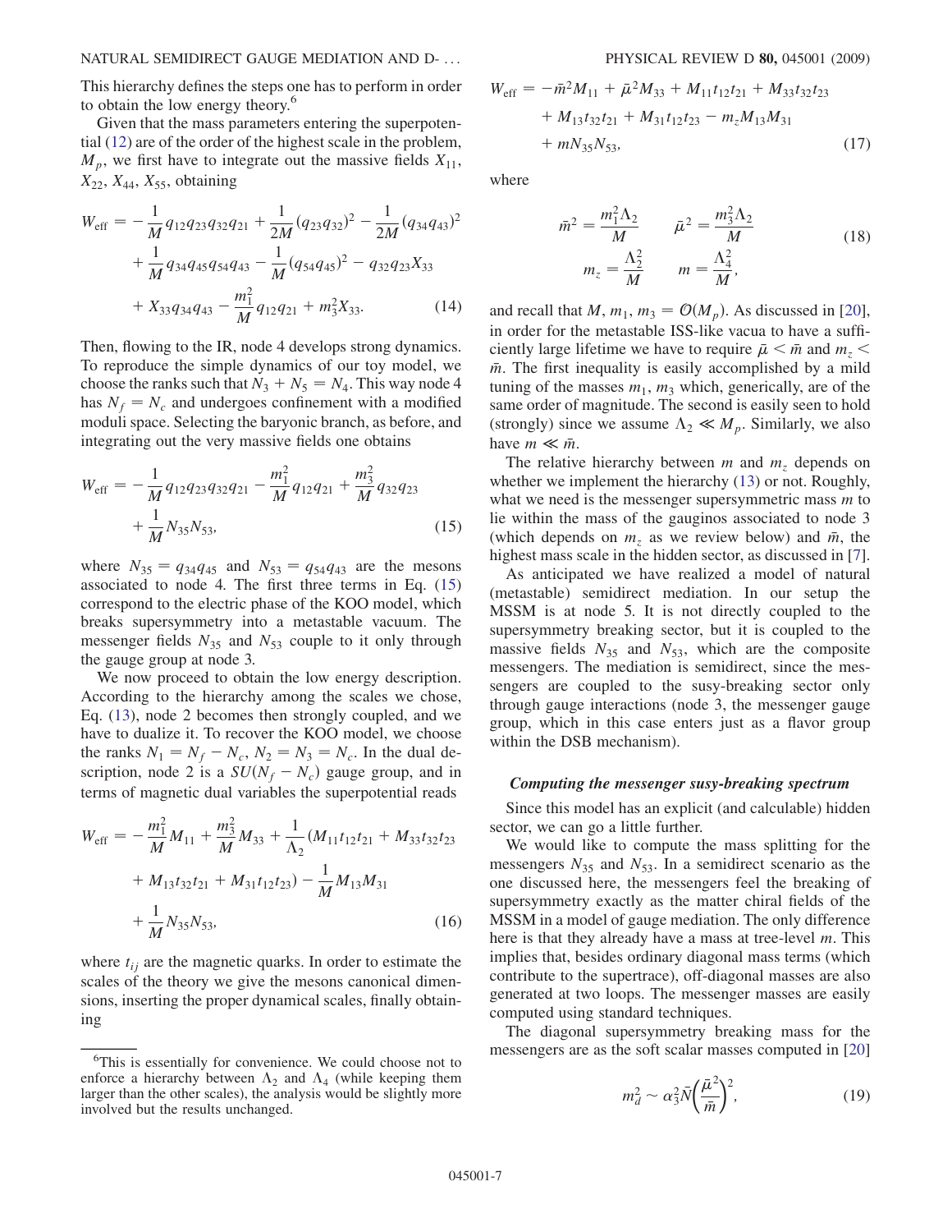This hierarchy defines the steps one has to perform in order to obtain the low energy theory.[6]

Given that the mass parameters entering the superpotential (12) are of the order of the highest scale in the problem, $M_p$, we first have to integrate out the massive fields $X_{11}$, $X_{22}$, $X_{44}$, $X_{55}$, obtaining

$$
\begin{aligned}
W_{\text{eff}} = &-\frac{1}{M} q_{12} q_{23} q_{32} q_{21} + \frac{1}{2M}(q_{23} q_{32})^2 - \frac{1}{2M}(q_{34} q_{43})^2 \\
&+ \frac{1}{M} q_{34} q_{45} q_{54} q_{43} - \frac{1}{M}(q_{54} q_{45})^2 - q_{32} q_{23} X_{33} \\
&+ X_{33} q_{34} q_{43} - \frac{m_1^2}{M} q_{12} q_{21} + m_3^2 X_{33}. \qquad (14)
\end{aligned}
$$

Then, flowing to the IR, node 4 develops strong dynamics. To reproduce the simple dynamics of our toy model, we choose the ranks such that $N_3 + N_5 = N_4$. This way node 4 has $N_f = N_c$ and undergoes confinement with a modified moduli space. Selecting the baryonic branch, as before, and integrating out the very massive fields one obtains

$$
\begin{aligned}
W_{\text{eff}} = &-\frac{1}{M} q_{12} q_{23} q_{32} q_{21} - \frac{m_1^2}{M} q_{12} q_{21} + \frac{m_3^2}{M} q_{32} q_{23} \\
&+ \frac{1}{M} N_{35} N_{53}, \qquad (15)
\end{aligned}
$$

where $N_{35} = q_{34} q_{45}$ and $N_{53} = q_{54} q_{43}$ are the mesons associated to node 4. The first three terms in Eq. (15) correspond to the electric phase of the KOO model, which breaks supersymmetry into a metastable vacuum. The messenger fields $N_{35}$ and $N_{53}$ couple to it only through the gauge group at node 3.

We now proceed to obtain the low energy description. According to the hierarchy among the scales we chose, Eq. (13), node 2 becomes then strongly coupled, and we have to dualize it. To recover the KOO model, we choose the ranks $N_1 = N_f - N_c$, $N_2 = N_3 = N_c$. In the dual description, node 2 is a $SU(N_f - N_c)$ gauge group, and in terms of magnetic dual variables the superpotential reads

$$
\begin{aligned}
W_{\text{eff}} = &-\frac{m_1^2}{M} M_{11} + \frac{m_3^2}{M} M_{33} + \frac{1}{\Lambda_2}(M_{11} t_{12} t_{21} + M_{33} t_{32} t_{23} \\
&+ M_{13} t_{32} t_{21} + M_{31} t_{12} t_{23}) - \frac{1}{M} M_{13} M_{31} \\
&+ \frac{1}{M} N_{35} N_{53}, \qquad (16)
\end{aligned}
$$

where $t_{ij}$ are the magnetic quarks. In order to estimate the scales of the theory we give the mesons canonical dimensions, inserting the proper dynamical scales, finally obtaining

$$
\begin{aligned}
W_{\text{eff}} = &-\bar{m}^2 M_{11} + \bar{\mu}^2 M_{33} + M_{11} t_{12} t_{21} + M_{33} t_{32} t_{23} \\
&+ M_{13} t_{32} t_{21} + M_{31} t_{12} t_{23} - m_z M_{13} M_{31} \\
&+ m N_{35} N_{53}, \qquad (17)
\end{aligned}
$$

where

$$
\bar{m}^2 = \frac{m_1^2 \Lambda_2}{M} \qquad \bar{\mu}^2 = \frac{m_3^2 \Lambda_2}{M} \qquad m_z = \frac{\Lambda_2^2}{M} \qquad m = \frac{\Lambda_4^2}{M}, \qquad (18)
$$

and recall that $M$, $m_1$, $m_3 = \mathcal{O}(M_p)$. As discussed in [20], in order for the metastable ISS-like vacua to have a sufficiently large lifetime we have to require $\bar{\mu} < \bar{m}$ and $m_z < \bar{m}$. The first inequality is easily accomplished by a mild tuning of the masses $m_1$, $m_3$ which, generically, are of the same order of magnitude. The second is easily seen to hold (strongly) since we assume $\Lambda_2 \ll M_p$. Similarly, we also have $m \ll \bar{m}$.

The relative hierarchy between $m$ and $m_z$ depends on whether we implement the hierarchy (13) or not. Roughly, what we need is the messenger supersymmetric mass $m$ to lie within the mass of the gauginos associated to node 3 (which depends on $m_z$ as we review below) and $\bar{m}$, the highest mass scale in the hidden sector, as discussed in [7].

As anticipated we have realized a model of natural (metastable) semidirect mediation. In our setup the MSSM is at node 5. It is not directly coupled to the supersymmetry breaking sector, but it is coupled to the massive fields $N_{35}$ and $N_{53}$, which are the composite messengers. The mediation is semidirect, since the messengers are coupled to the susy-breaking sector only through gauge interactions (node 3, the messenger gauge group, which in this case enters just as a flavor group within the DSB mechanism).

### *Computing the messenger susy-breaking spectrum*

Since this model has an explicit (and calculable) hidden sector, we can go a little further.

We would like to compute the mass splitting for the messengers $N_{35}$ and $N_{53}$. In a semidirect scenario as the one discussed here, the messengers feel the breaking of supersymmetry exactly as the matter chiral fields of the MSSM in a model of gauge mediation. The only difference here is that they already have a mass at tree-level $m$. This implies that, besides ordinary diagonal mass terms (which contribute to the supertrace), off-diagonal masses are also generated at two loops. The messenger masses are easily computed using standard techniques.

The diagonal supersymmetry breaking mass for the messengers are as the soft scalar masses computed in [20]

$$
m_d^2 \sim \alpha_3^2 \bar{N} \left(\frac{\bar{\mu}^2}{\bar{m}}\right)^2, \qquad (19)
$$

---

[6] This is essentially for convenience. We could choose not to enforce a hierarchy between $\Lambda_2$ and $\Lambda_4$ (while keeping them larger than the other scales), the analysis would be slightly more involved but the results unchanged.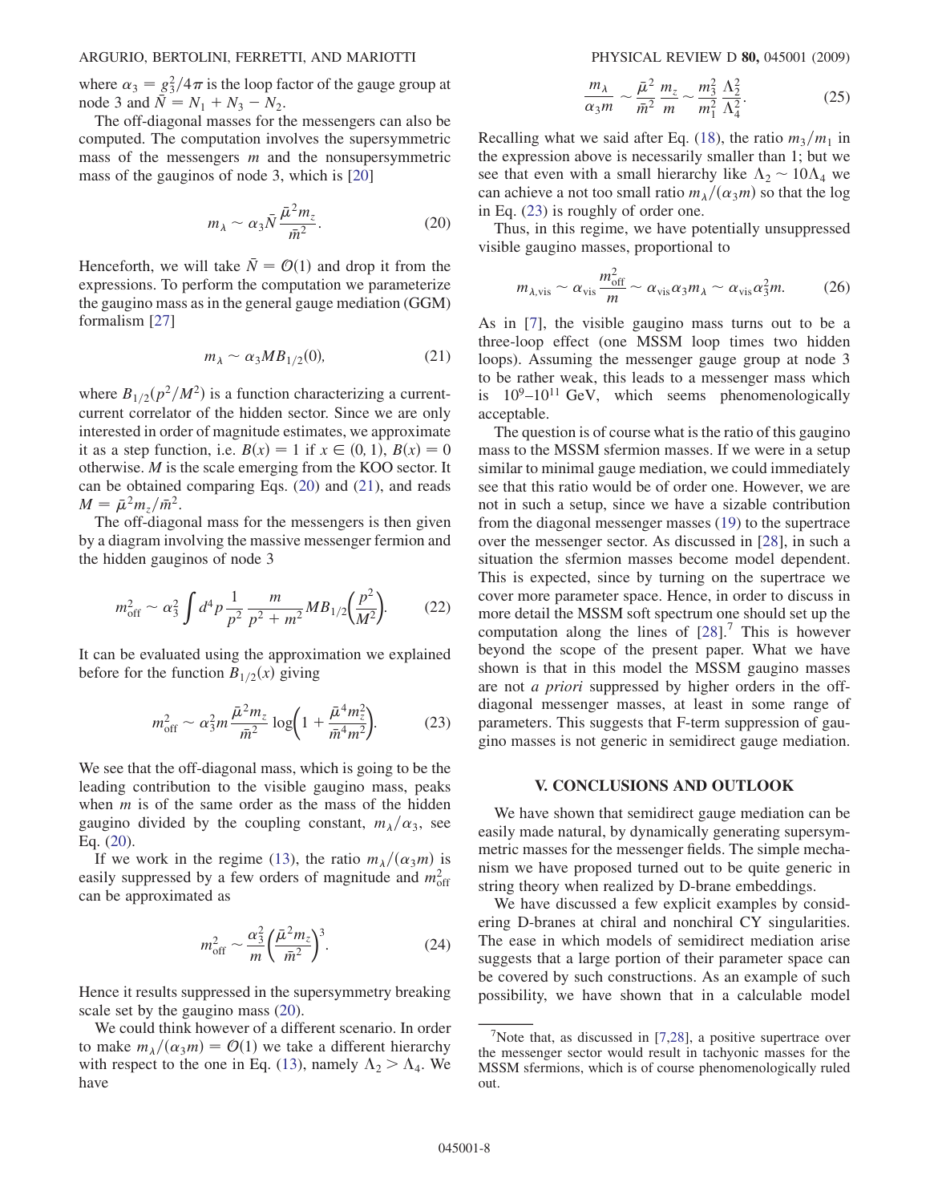where $\alpha_3 = g_3^2/4\pi$ is the loop factor of the gauge group at node 3 and $\bar{N} = N_1 + N_3 - N_2$.

The off-diagonal masses for the messengers can also be computed. The computation involves the supersymmetric mass of the messengers $m$ and the nonsupersymmetric mass of the gauginos of node 3, which is [20]

$$m_\lambda \sim \alpha_3 \bar{N} \frac{\bar{\mu}^2 m_z}{\bar{m}^2}. \tag{20}$$

Henceforth, we will take $\bar{N} = \mathcal{O}(1)$ and drop it from the expressions. To perform the computation we parameterize the gaugino mass as in the general gauge mediation (GGM) formalism [27]

$$m_\lambda \sim \alpha_3 M B_{1/2}(0), \tag{21}$$

where $B_{1/2}(p^2/M^2)$ is a function characterizing a current-current correlator of the hidden sector. Since we are only interested in order of magnitude estimates, we approximate it as a step function, i.e. $B(x) = 1$ if $x \in (0, 1)$, $B(x) = 0$ otherwise. $M$ is the scale emerging from the KOO sector. It can be obtained comparing Eqs. (20) and (21), and reads $M = \bar{\mu}^2 m_z / \bar{m}^2$.

The off-diagonal mass for the messengers is then given by a diagram involving the massive messenger fermion and the hidden gauginos of node 3

$$m_{\rm off}^2 \sim \alpha_3^2 \int d^4 p \frac{1}{p^2} \frac{m}{p^2 + m^2} M B_{1/2}\left(\frac{p^2}{M^2}\right). \tag{22}$$

It can be evaluated using the approximation we explained before for the function $B_{1/2}(x)$ giving

$$m_{\rm off}^2 \sim \alpha_3^2 m \frac{\bar{\mu}^2 m_z}{\bar{m}^2} \log\left(1 + \frac{\bar{\mu}^4 m_z^2}{\bar{m}^4 m^2}\right). \tag{23}$$

We see that the off-diagonal mass, which is going to be the leading contribution to the visible gaugino mass, peaks when $m$ is of the same order as the mass of the hidden gaugino divided by the coupling constant, $m_\lambda/\alpha_3$, see Eq. (20).

If we work in the regime (13), the ratio $m_\lambda/(\alpha_3 m)$ is easily suppressed by a few orders of magnitude and $m_{\rm off}^2$ can be approximated as

$$m_{\rm off}^2 \sim \frac{\alpha_3^2}{m} \left(\frac{\bar{\mu}^2 m_z}{\bar{m}^2}\right)^3. \tag{24}$$

Hence it results suppressed in the supersymmetry breaking scale set by the gaugino mass (20).

We could think however of a different scenario. In order to make $m_\lambda/(\alpha_3 m) = \mathcal{O}(1)$ we take a different hierarchy with respect to the one in Eq. (13), namely $\Lambda_2 > \Lambda_4$. We have

$$\frac{m_\lambda}{\alpha_3 m} \sim \frac{\bar{\mu}^2}{\bar{m}^2} \frac{m_z}{m} \sim \frac{m_3^2}{m_1^2} \frac{\Lambda_2^2}{\Lambda_4^2}. \tag{25}$$

Recalling what we said after Eq. (18), the ratio $m_3/m_1$ in the expression above is necessarily smaller than 1; but we see that even with a small hierarchy like $\Lambda_2 \sim 10\Lambda_4$ we can achieve a not too small ratio $m_\lambda/(\alpha_3 m)$ so that the log in Eq. (23) is roughly of order one.

Thus, in this regime, we have potentially unsuppressed visible gaugino masses, proportional to

$$m_{\lambda,\rm vis} \sim \alpha_{\rm vis} \frac{m_{\rm off}^2}{m} \sim \alpha_{\rm vis} \alpha_3 m_\lambda \sim \alpha_{\rm vis} \alpha_3^2 m. \tag{26}$$

As in [7], the visible gaugino mass turns out to be a three-loop effect (one MSSM loop times two hidden loops). Assuming the messenger gauge group at node 3 to be rather weak, this leads to a messenger mass which is $10^9$–$10^{11}$ GeV, which seems phenomenologically acceptable.

The question is of course what is the ratio of this gaugino mass to the MSSM sfermion masses. If we were in a setup similar to minimal gauge mediation, we could immediately see that this ratio would be of order one. However, we are not in such a setup, since we have a sizable contribution from the diagonal messenger masses (19) to the supertrace over the messenger sector. As discussed in [28], in such a situation the sfermion masses become model dependent. This is expected, since by turning on the supertrace we cover more parameter space. Hence, in order to discuss in more detail the MSSM soft spectrum one should set up the computation along the lines of [28].[7] This is however beyond the scope of the present paper. What we have shown is that in this model the MSSM gaugino masses are not *a priori* suppressed by higher orders in the off-diagonal messenger masses, at least in some range of parameters. This suggests that F-term suppression of gaugino masses is not generic in semidirect gauge mediation.

## V. CONCLUSIONS AND OUTLOOK

We have shown that semidirect gauge mediation can be easily made natural, by dynamically generating supersymmetric masses for the messenger fields. The simple mechanism we have proposed turned out to be quite generic in string theory when realized by D-brane embeddings.

We have discussed a few explicit examples by considering D-branes at chiral and nonchiral CY singularities. The ease in which models of semidirect mediation arise suggests that a large portion of their parameter space can be covered by such constructions. As an example of such possibility, we have shown that in a calculable model

[7] Note that, as discussed in [7,28], a positive supertrace over the messenger sector would result in tachyonic masses for the MSSM sfermions, which is of course phenomenologically ruled out.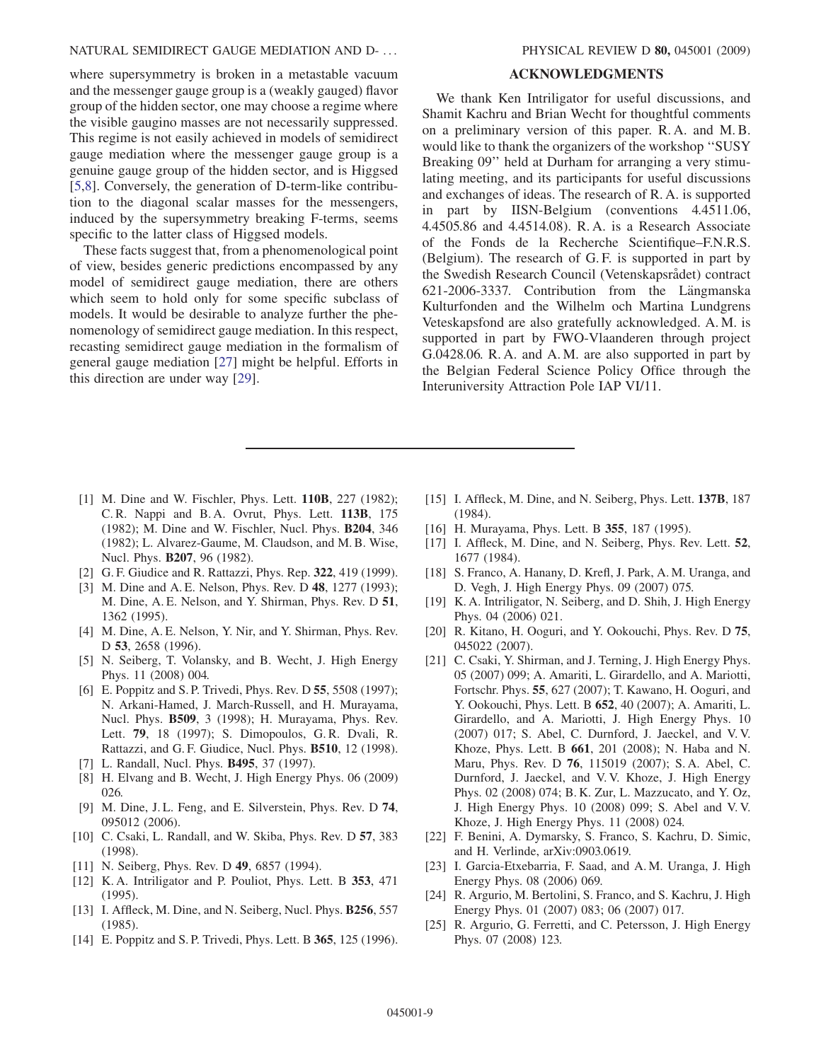where supersymmetry is broken in a metastable vacuum and the messenger gauge group is a (weakly gauged) flavor group of the hidden sector, one may choose a regime where the visible gaugino masses are not necessarily suppressed. This regime is not easily achieved in models of semidirect gauge mediation where the messenger gauge group is a genuine gauge group of the hidden sector, and is Higgsed [5,8]. Conversely, the generation of D-term-like contribution to the diagonal scalar masses for the messengers, induced by the supersymmetry breaking F-terms, seems specific to the latter class of Higgsed models.

These facts suggest that, from a phenomenological point of view, besides generic predictions encompassed by any model of semidirect gauge mediation, there are others which seem to hold only for some specific subclass of models. It would be desirable to analyze further the phenomenology of semidirect gauge mediation. In this respect, recasting semidirect gauge mediation in the formalism of general gauge mediation [27] might be helpful. Efforts in this direction are under way [29].

## ACKNOWLEDGMENTS

We thank Ken Intriligator for useful discussions, and Shamit Kachru and Brian Wecht for thoughtful comments on a preliminary version of this paper. R. A. and M. B. would like to thank the organizers of the workshop "SUSY Breaking 09" held at Durham for arranging a very stimulating meeting, and its participants for useful discussions and exchanges of ideas. The research of R. A. is supported in part by IISN-Belgium (conventions 4.4511.06, 4.4505.86 and 4.4514.08). R. A. is a Research Associate of the Fonds de la Recherche Scientifique–F.N.R.S. (Belgium). The research of G. F. is supported in part by the Swedish Research Council (Vetenskapsrådet) contract 621-2006-3337. Contribution from the Längmanska Kulturfonden and the Wilhelm och Martina Lundgrens Veteskapsfond are also gratefully acknowledged. A. M. is supported in part by FWO-Vlaanderen through project G.0428.06. R. A. and A. M. are also supported in part by the Belgian Federal Science Policy Office through the Interuniversity Attraction Pole IAP VI/11.

---

[1] M. Dine and W. Fischler, Phys. Lett. **110B**, 227 (1982); C. R. Nappi and B. A. Ovrut, Phys. Lett. **113B**, 175 (1982); M. Dine and W. Fischler, Nucl. Phys. **B204**, 346 (1982); L. Alvarez-Gaume, M. Claudson, and M. B. Wise, Nucl. Phys. **B207**, 96 (1982).

[2] G. F. Giudice and R. Rattazzi, Phys. Rep. **322**, 419 (1999).

[3] M. Dine and A. E. Nelson, Phys. Rev. D **48**, 1277 (1993); M. Dine, A. E. Nelson, and Y. Shirman, Phys. Rev. D **51**, 1362 (1995).

[4] M. Dine, A. E. Nelson, Y. Nir, and Y. Shirman, Phys. Rev. D **53**, 2658 (1996).

[5] N. Seiberg, T. Volansky, and B. Wecht, J. High Energy Phys. 11 (2008) 004.

[6] E. Poppitz and S. P. Trivedi, Phys. Rev. D **55**, 5508 (1997); N. Arkani-Hamed, J. March-Russell, and H. Murayama, Nucl. Phys. **B509**, 3 (1998); H. Murayama, Phys. Rev. Lett. **79**, 18 (1997); S. Dimopoulos, G. R. Dvali, R. Rattazzi, and G. F. Giudice, Nucl. Phys. **B510**, 12 (1998).

[7] L. Randall, Nucl. Phys. **B495**, 37 (1997).

[8] H. Elvang and B. Wecht, J. High Energy Phys. 06 (2009) 026.

[9] M. Dine, J. L. Feng, and E. Silverstein, Phys. Rev. D **74**, 095012 (2006).

[10] C. Csaki, L. Randall, and W. Skiba, Phys. Rev. D **57**, 383 (1998).

[11] N. Seiberg, Phys. Rev. D **49**, 6857 (1994).

[12] K. A. Intriligator and P. Pouliot, Phys. Lett. B **353**, 471 (1995).

[13] I. Affleck, M. Dine, and N. Seiberg, Nucl. Phys. **B256**, 557 (1985).

[14] E. Poppitz and S. P. Trivedi, Phys. Lett. B **365**, 125 (1996).

[15] I. Affleck, M. Dine, and N. Seiberg, Phys. Lett. **137B**, 187 (1984).

[16] H. Murayama, Phys. Lett. B **355**, 187 (1995).

[17] I. Affleck, M. Dine, and N. Seiberg, Phys. Rev. Lett. **52**, 1677 (1984).

[18] S. Franco, A. Hanany, D. Krefl, J. Park, A. M. Uranga, and D. Vegh, J. High Energy Phys. 09 (2007) 075.

[19] K. A. Intriligator, N. Seiberg, and D. Shih, J. High Energy Phys. 04 (2006) 021.

[20] R. Kitano, H. Ooguri, and Y. Ookouchi, Phys. Rev. D **75**, 045022 (2007).

[21] C. Csaki, Y. Shirman, and J. Terning, J. High Energy Phys. 05 (2007) 099; A. Amariti, L. Girardello, and A. Mariotti, Fortschr. Phys. **55**, 627 (2007); T. Kawano, H. Ooguri, and Y. Ookouchi, Phys. Lett. B **652**, 40 (2007); A. Amariti, L. Girardello, and A. Mariotti, J. High Energy Phys. 10 (2007) 017; S. Abel, C. Durnford, J. Jaeckel, and V. V. Khoze, Phys. Lett. B **661**, 201 (2008); N. Haba and N. Maru, Phys. Rev. D **76**, 115019 (2007); S. A. Abel, C. Durnford, J. Jaeckel, and V. V. Khoze, J. High Energy Phys. 02 (2008) 074; B. K. Zur, L. Mazzucato, and Y. Oz, J. High Energy Phys. 10 (2008) 099; S. Abel and V. V. Khoze, J. High Energy Phys. 11 (2008) 024.

[22] F. Benini, A. Dymarsky, S. Franco, S. Kachru, D. Simic, and H. Verlinde, arXiv:0903.0619.

[23] I. Garcia-Etxebarria, F. Saad, and A. M. Uranga, J. High Energy Phys. 08 (2006) 069.

[24] R. Argurio, M. Bertolini, S. Franco, and S. Kachru, J. High Energy Phys. 01 (2007) 083; 06 (2007) 017.

[25] R. Argurio, G. Ferretti, and C. Petersson, J. High Energy Phys. 07 (2008) 123.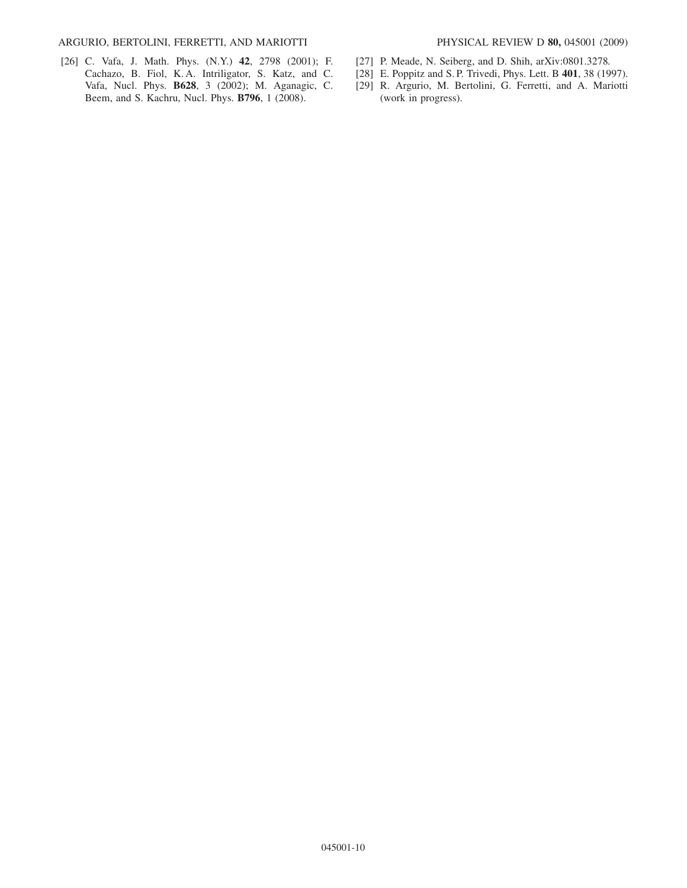[26] C. Vafa, J. Math. Phys. (N.Y.) **42**, 2798 (2001); F. Cachazo, B. Fiol, K. A. Intriligator, S. Katz, and C. Vafa, Nucl. Phys. **B628**, 3 (2002); M. Aganagic, C. Beem, and S. Kachru, Nucl. Phys. **B796**, 1 (2008).

[27] P. Meade, N. Seiberg, and D. Shih, arXiv:0801.3278.

[28] E. Poppitz and S. P. Trivedi, Phys. Lett. B **401**, 38 (1997).

[29] R. Argurio, M. Bertolini, G. Ferretti, and A. Mariotti (work in progress).